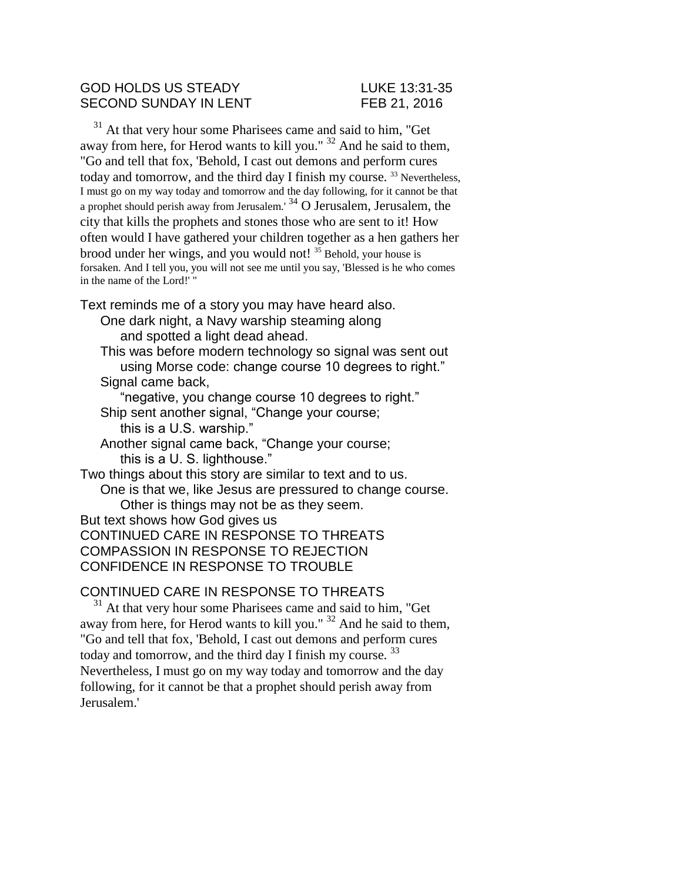GOD HOLDS US STEADY LUKE 13:31-35
SECOND SUNDAY IN LENT FEB 21, 2016

[31] At that very hour some Pharisees came and said to him, "Get away from here, for Herod wants to kill you." [32] And he said to them, "Go and tell that fox, 'Behold, I cast out demons and perform cures today and tomorrow, and the third day I finish my course. [33] Nevertheless, I must go on my way today and tomorrow and the day following, for it cannot be that a prophet should perish away from Jerusalem.' [34] O Jerusalem, Jerusalem, the city that kills the prophets and stones those who are sent to it! How often would I have gathered your children together as a hen gathers her brood under her wings, and you would not! [35] Behold, your house is forsaken. And I tell you, you will not see me until you say, 'Blessed is he who comes in the name of the Lord!' "

Text reminds me of a story you may have heard also.
One dark night, a Navy warship steaming along
and spotted a light dead ahead.
This was before modern technology so signal was sent out
using Morse code: change course 10 degrees to right."
Signal came back,
"negative, you change course 10 degrees to right."
Ship sent another signal, "Change your course;
this is a U.S. warship."
Another signal came back, "Change your course;
this is a U. S. lighthouse."
Two things about this story are similar to text and to us.
One is that we, like Jesus are pressured to change course.
Other is things may not be as they seem.
But text shows how God gives us
CONTINUED CARE IN RESPONSE TO THREATS
COMPASSION IN RESPONSE TO REJECTION
CONFIDENCE IN RESPONSE TO TROUBLE

CONTINUED CARE IN RESPONSE TO THREATS

[31] At that very hour some Pharisees came and said to him, "Get away from here, for Herod wants to kill you." [32] And he said to them, "Go and tell that fox, 'Behold, I cast out demons and perform cures today and tomorrow, and the third day I finish my course. [33] Nevertheless, I must go on my way today and tomorrow and the day following, for it cannot be that a prophet should perish away from Jerusalem.'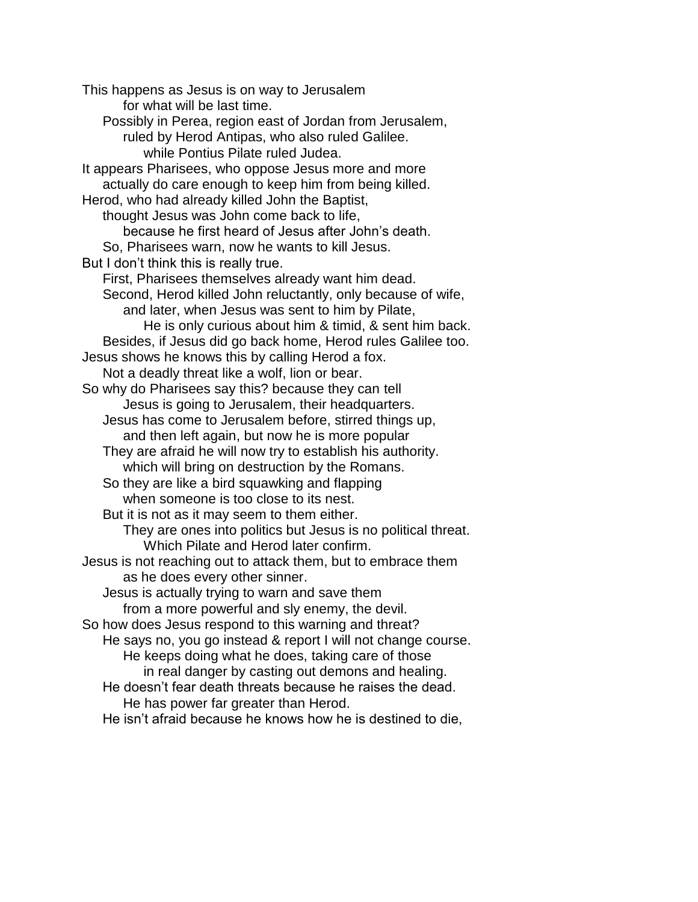This happens as Jesus is on way to Jerusalem
    for what will be last time.
  Possibly in Perea, region east of Jordan from Jerusalem,
    ruled by Herod Antipas, who also ruled Galilee.
      while Pontius Pilate ruled Judea.
It appears Pharisees, who oppose Jesus more and more
  actually do care enough to keep him from being killed.
Herod, who had already killed John the Baptist,
  thought Jesus was John come back to life,
    because he first heard of Jesus after John's death.
  So, Pharisees warn, now he wants to kill Jesus.
But I don't think this is really true.
  First, Pharisees themselves already want him dead.
  Second, Herod killed John reluctantly, only because of wife,
    and later, when Jesus was sent to him by Pilate,
      He is only curious about him & timid, & sent him back.
  Besides, if Jesus did go back home, Herod rules Galilee too.
Jesus shows he knows this by calling Herod a fox.
  Not a deadly threat like a wolf, lion or bear.
So why do Pharisees say this? because they can tell
    Jesus is going to Jerusalem, their headquarters.
  Jesus has come to Jerusalem before, stirred things up,
    and then left again, but now he is more popular
  They are afraid he will now try to establish his authority.
    which will bring on destruction by the Romans.
  So they are like a bird squawking and flapping
    when someone is too close to its nest.
  But it is not as it may seem to them either.
    They are ones into politics but Jesus is no political threat.
      Which Pilate and Herod later confirm.
Jesus is not reaching out to attack them, but to embrace them
    as he does every other sinner.
  Jesus is actually trying to warn and save them
    from a more powerful and sly enemy, the devil.
So how does Jesus respond to this warning and threat?
  He says no, you go instead & report I will not change course.
    He keeps doing what he does, taking care of those
      in real danger by casting out demons and healing.
  He doesn't fear death threats because he raises the dead.
    He has power far greater than Herod.
  He isn't afraid because he knows how he is destined to die,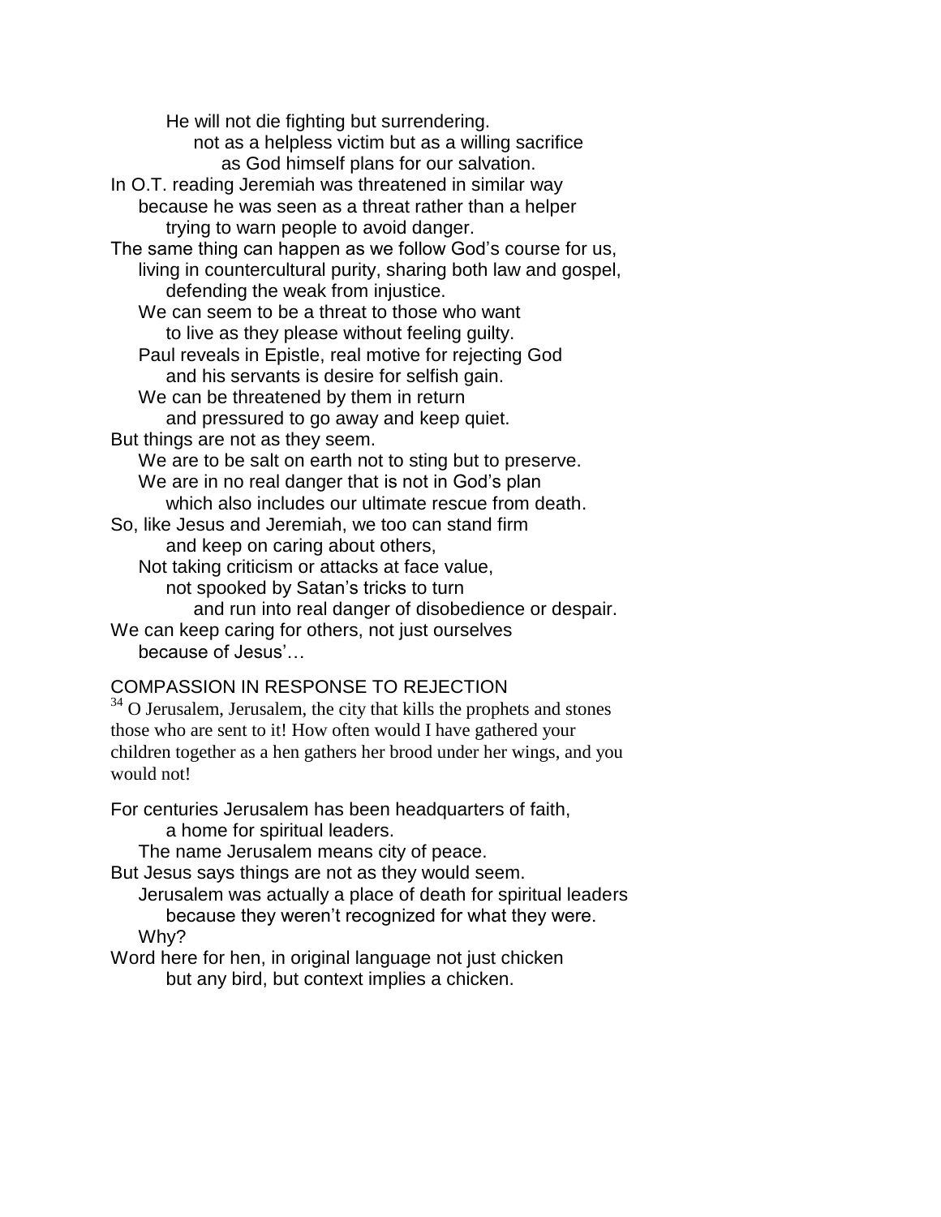He will not die fighting but surrendering.
not as a helpless victim but as a willing sacrifice
as God himself plans for our salvation.
In O.T. reading Jeremiah was threatened in similar way
because he was seen as a threat rather than a helper
trying to warn people to avoid danger.
The same thing can happen as we follow God's course for us,
living in countercultural purity, sharing both law and gospel,
defending the weak from injustice.
We can seem to be a threat to those who want
to live as they please without feeling guilty.
Paul reveals in Epistle, real motive for rejecting God
and his servants is desire for selfish gain.
We can be threatened by them in return
and pressured to go away and keep quiet.
But things are not as they seem.
We are to be salt on earth not to sting but to preserve.
We are in no real danger that is not in God's plan
which also includes our ultimate rescue from death.
So, like Jesus and Jeremiah, we too can stand firm
and keep on caring about others,
Not taking criticism or attacks at face value,
not spooked by Satan's tricks to turn
and run into real danger of disobedience or despair.
We can keep caring for others, not just ourselves
because of Jesus'…

COMPASSION IN RESPONSE TO REJECTION

[34] O Jerusalem, Jerusalem, the city that kills the prophets and stones those who are sent to it! How often would I have gathered your children together as a hen gathers her brood under her wings, and you would not!

For centuries Jerusalem has been headquarters of faith,
a home for spiritual leaders.
The name Jerusalem means city of peace.
But Jesus says things are not as they would seem.
Jerusalem was actually a place of death for spiritual leaders
because they weren't recognized for what they were.
Why?
Word here for hen, in original language not just chicken
but any bird, but context implies a chicken.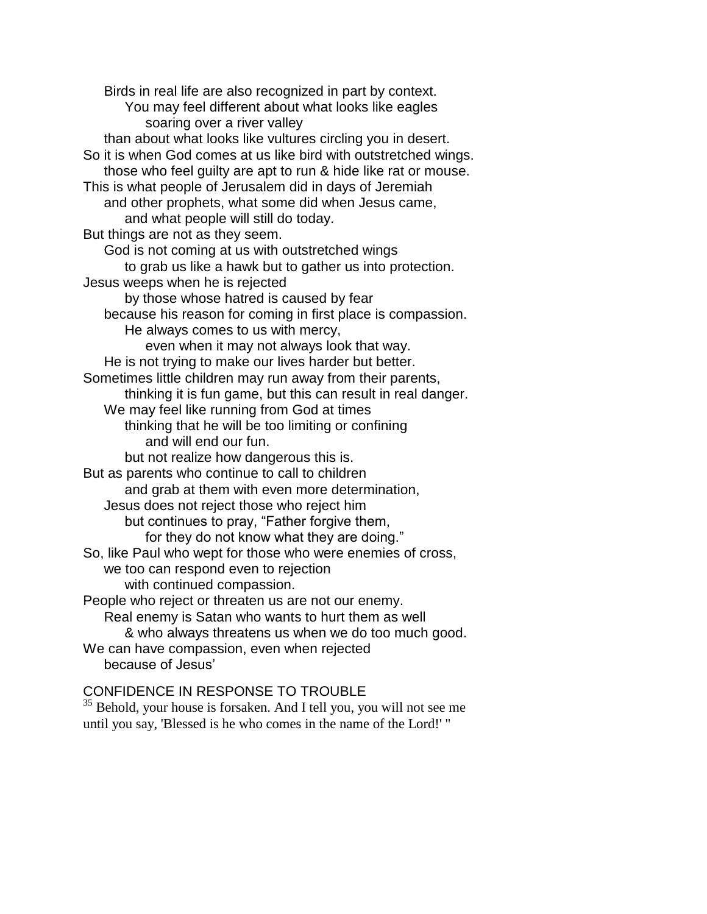Birds in real life are also recognized in part by context.
You may feel different about what looks like eagles
soaring over a river valley
than about what looks like vultures circling you in desert.
So it is when God comes at us like bird with outstretched wings.
those who feel guilty are apt to run & hide like rat or mouse.
This is what people of Jerusalem did in days of Jeremiah
and other prophets, what some did when Jesus came,
and what people will still do today.
But things are not as they seem.
God is not coming at us with outstretched wings
to grab us like a hawk but to gather us into protection.
Jesus weeps when he is rejected
by those whose hatred is caused by fear
because his reason for coming in first place is compassion.
He always comes to us with mercy,
even when it may not always look that way.
He is not trying to make our lives harder but better.
Sometimes little children may run away from their parents,
thinking it is fun game, but this can result in real danger.
We may feel like running from God at times
thinking that he will be too limiting or confining
and will end our fun.
but not realize how dangerous this is.
But as parents who continue to call to children
and grab at them with even more determination,
Jesus does not reject those who reject him
but continues to pray, “Father forgive them,
for they do not know what they are doing.”
So, like Paul who wept for those who were enemies of cross,
we too can respond even to rejection
with continued compassion.
People who reject or threaten us are not our enemy.
Real enemy is Satan who wants to hurt them as well
& who always threatens us when we do too much good.
We can have compassion, even when rejected
because of Jesus’

CONFIDENCE IN RESPONSE TO TROUBLE

[35] Behold, your house is forsaken. And I tell you, you will not see me until you say, 'Blessed is he who comes in the name of the Lord!' "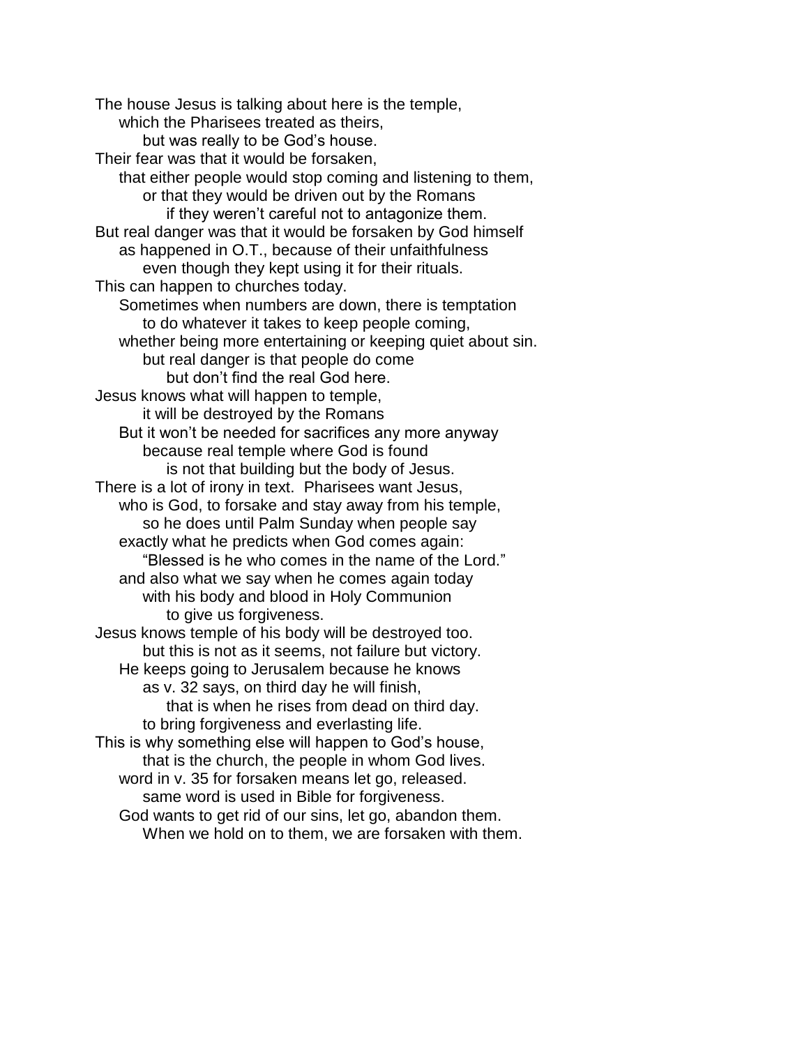The house Jesus is talking about here is the temple,
    which the Pharisees treated as theirs,
        but was really to be God's house.
Their fear was that it would be forsaken,
    that either people would stop coming and listening to them,
        or that they would be driven out by the Romans
            if they weren't careful not to antagonize them.
But real danger was that it would be forsaken by God himself
    as happened in O.T., because of their unfaithfulness
        even though they kept using it for their rituals.
This can happen to churches today.
    Sometimes when numbers are down, there is temptation
        to do whatever it takes to keep people coming,
    whether being more entertaining or keeping quiet about sin.
        but real danger is that people do come
            but don't find the real God here.
Jesus knows what will happen to temple,
        it will be destroyed by the Romans
    But it won't be needed for sacrifices any more anyway
        because real temple where God is found
            is not that building but the body of Jesus.
There is a lot of irony in text. Pharisees want Jesus,
    who is God, to forsake and stay away from his temple,
        so he does until Palm Sunday when people say
    exactly what he predicts when God comes again:
        "Blessed is he who comes in the name of the Lord."
    and also what we say when he comes again today
        with his body and blood in Holy Communion
            to give us forgiveness.
Jesus knows temple of his body will be destroyed too.
        but this is not as it seems, not failure but victory.
    He keeps going to Jerusalem because he knows
        as v. 32 says, on third day he will finish,
            that is when he rises from dead on third day.
        to bring forgiveness and everlasting life.
This is why something else will happen to God's house,
        that is the church, the people in whom God lives.
    word in v. 35 for forsaken means let go, released.
        same word is used in Bible for forgiveness.
    God wants to get rid of our sins, let go, abandon them.
        When we hold on to them, we are forsaken with them.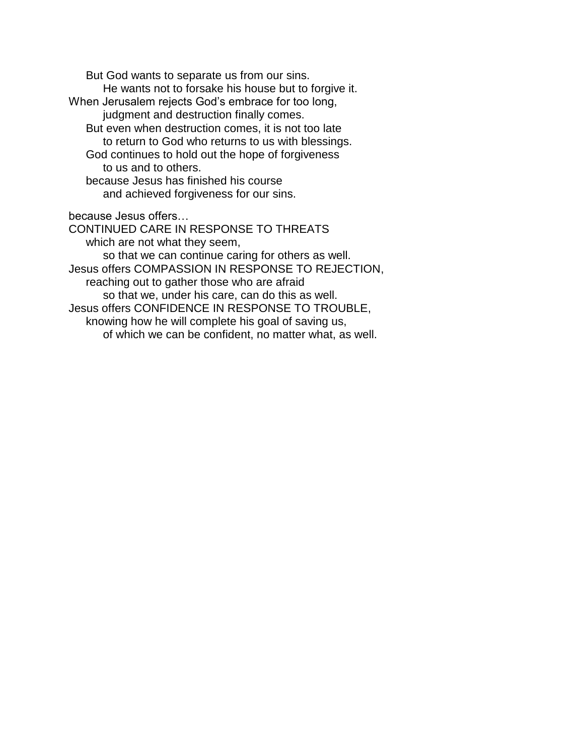But God wants to separate us from our sins.
He wants not to forsake his house but to forgive it.
When Jerusalem rejects God's embrace for too long,
judgment and destruction finally comes.
But even when destruction comes, it is not too late
to return to God who returns to us with blessings.
God continues to hold out the hope of forgiveness
to us and to others.
because Jesus has finished his course
and achieved forgiveness for our sins.

because Jesus offers…
CONTINUED CARE IN RESPONSE TO THREATS
which are not what they seem,
so that we can continue caring for others as well.
Jesus offers COMPASSION IN RESPONSE TO REJECTION,
reaching out to gather those who are afraid
so that we, under his care, can do this as well.
Jesus offers CONFIDENCE IN RESPONSE TO TROUBLE,
knowing how he will complete his goal of saving us,
of which we can be confident, no matter what, as well.